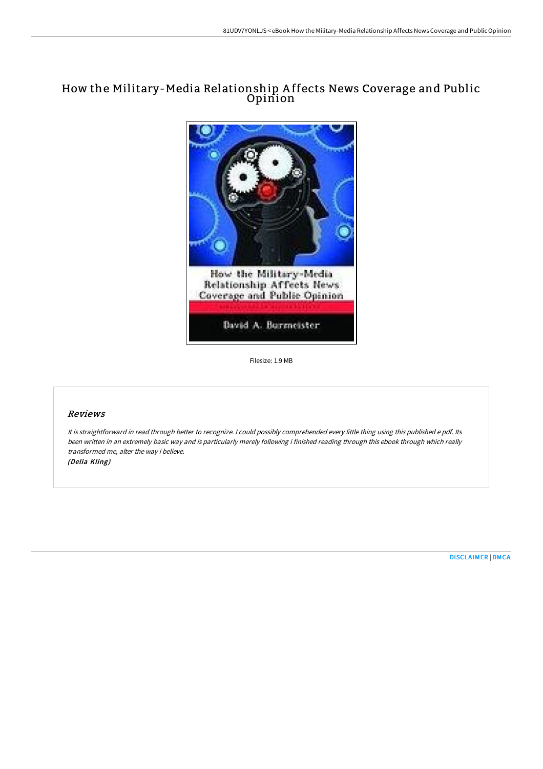# How the Military-Media Relationship Affects News Coverage and Public Opinion

Filesize: 1.9 MB

## *Reviews*

*It is straightforward in read through better to recognize. I could possibly comprehended every little thing using this published e pdf. Its been written in an extremely basic way and is particularly merely following i finished reading through this ebook through which really transformed me, alter the way i believe.*

*(Delia Kling)*

DISCLAIMER | DMCA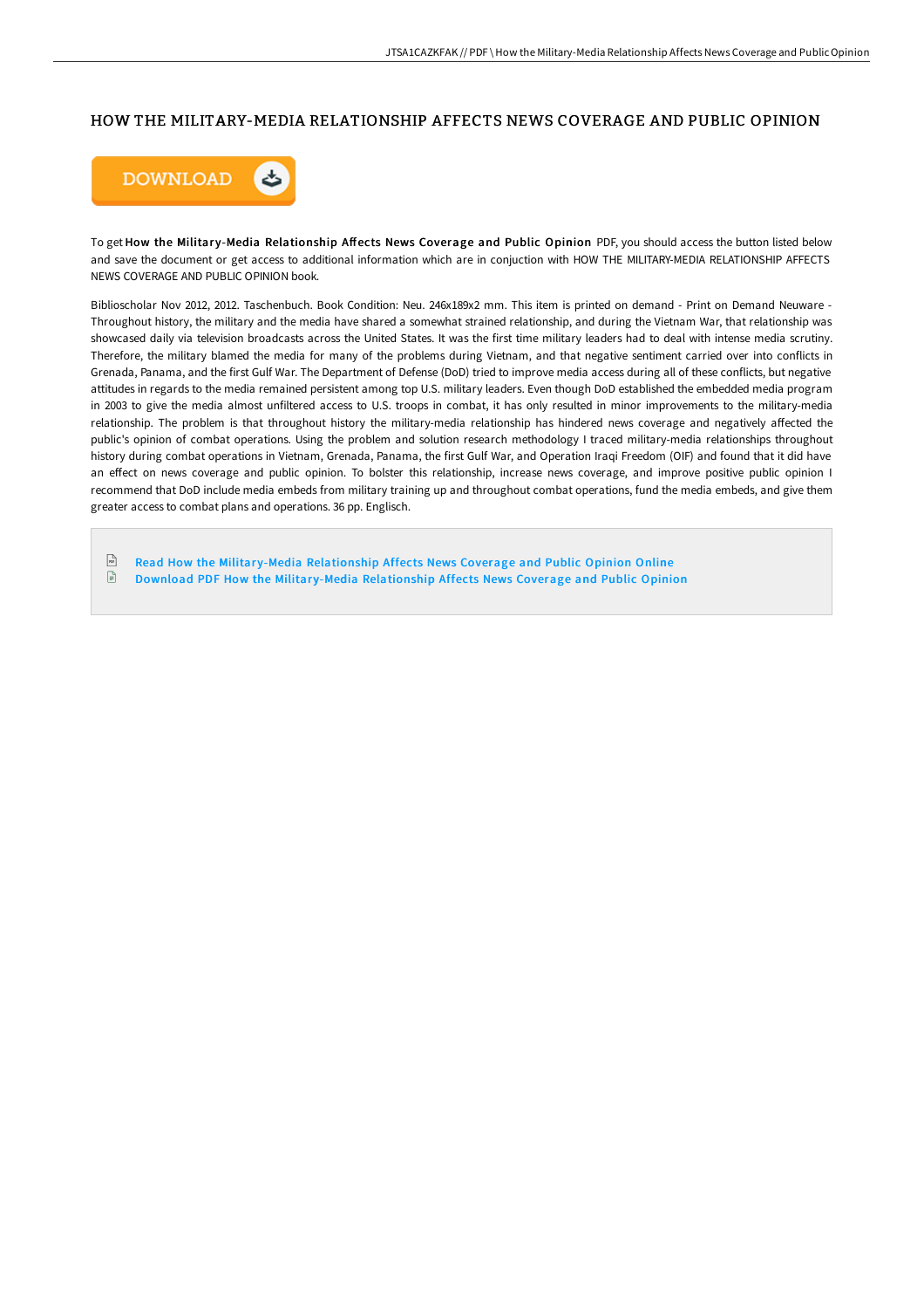# HOW THE MILITARY-MEDIA RELATIONSHIP AFFECTS NEWS COVERAGE AND PUBLIC OPINION

DOWNLOAD

To get **How the Military-Media Relationship Affects News Coverage and Public Opinion** PDF, you should access the button listed below and save the document or get access to additional information which are in conjuction with HOW THE MILITARY-MEDIA RELATIONSHIP AFFECTS NEWS COVERAGE AND PUBLIC OPINION book.

Biblioscholar Nov 2012, 2012. Taschenbuch. Book Condition: Neu. 246x189x2 mm. This item is printed on demand - Print on Demand Neuware - Throughout history, the military and the media have shared a somewhat strained relationship, and during the Vietnam War, that relationship was showcased daily via television broadcasts across the United States. It was the first time military leaders had to deal with intense media scrutiny. Therefore, the military blamed the media for many of the problems during Vietnam, and that negative sentiment carried over into conflicts in Grenada, Panama, and the first Gulf War. The Department of Defense (DoD) tried to improve media access during all of these conflicts, but negative attitudes in regards to the media remained persistent among top U.S. military leaders. Even though DoD established the embedded media program in 2003 to give the media almost unfiltered access to U.S. troops in combat, it has only resulted in minor improvements to the military-media relationship. The problem is that throughout history the military-media relationship has hindered news coverage and negatively affected the public's opinion of combat operations. Using the problem and solution research methodology I traced military-media relationships throughout history during combat operations in Vietnam, Grenada, Panama, the first Gulf War, and Operation Iraqi Freedom (OIF) and found that it did have an effect on news coverage and public opinion. To bolster this relationship, increase news coverage, and improve positive public opinion I recommend that DoD include media embeds from military training up and throughout combat operations, fund the media embeds, and give them greater access to combat plans and operations. 36 pp. Englisch.

- Read How the Military-Media Relationship Affects News Coverage and Public Opinion Online
- Download PDF How the Military-Media Relationship Affects News Coverage and Public Opinion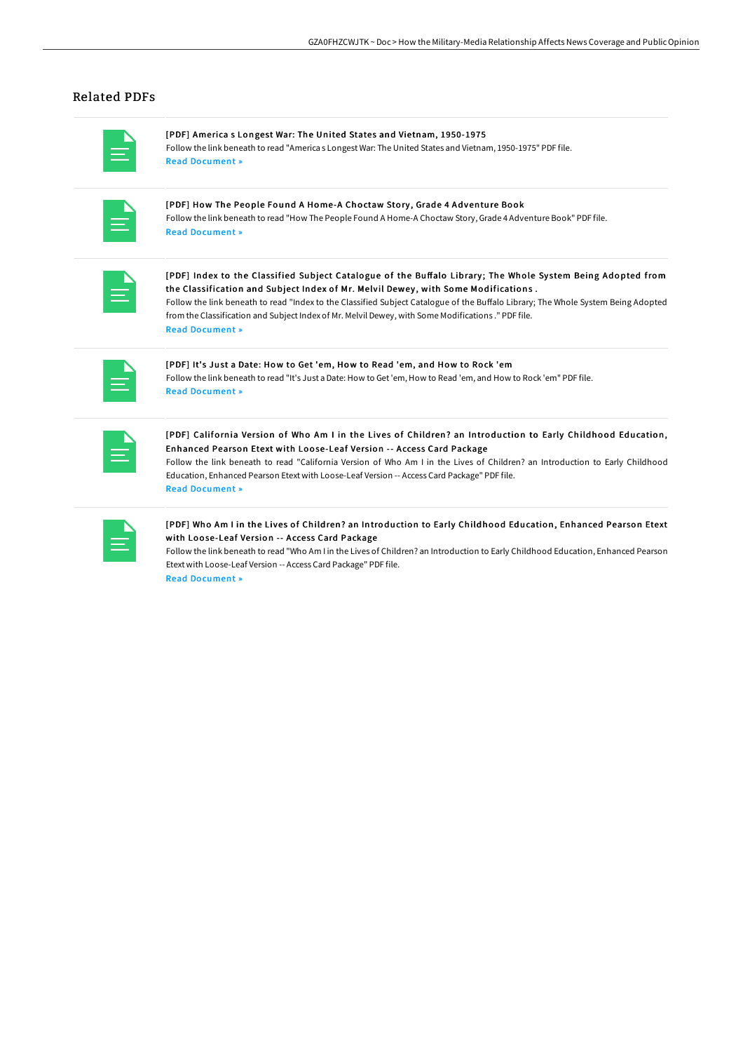## Related PDFs

[PDF] America s Longest War: The United States and Vietnam, 1950-1975
Follow the link beneath to read "America s Longest War: The United States and Vietnam, 1950-1975" PDF file.
Read Document »

[PDF] How The People Found A Home-A Choctaw Story, Grade 4 Adventure Book
Follow the link beneath to read "How The People Found A Home-A Choctaw Story, Grade 4 Adventure Book" PDF file.
Read Document »

[PDF] Index to the Classified Subject Catalogue of the Buffalo Library; The Whole System Being Adopted from the Classification and Subject Index of Mr. Melvil Dewey, with Some Modifications .
Follow the link beneath to read "Index to the Classified Subject Catalogue of the Buffalo Library; The Whole System Being Adopted from the Classification and Subject Index of Mr. Melvil Dewey, with Some Modifications ." PDF file.
Read Document »

[PDF] It's Just a Date: How to Get 'em, How to Read 'em, and How to Rock 'em
Follow the link beneath to read "It's Just a Date: How to Get 'em, How to Read 'em, and How to Rock 'em" PDF file.
Read Document »

[PDF] California Version of Who Am I in the Lives of Children? an Introduction to Early Childhood Education, Enhanced Pearson Etext with Loose-Leaf Version -- Access Card Package
Follow the link beneath to read "California Version of Who Am I in the Lives of Children? an Introduction to Early Childhood Education, Enhanced Pearson Etext with Loose-Leaf Version -- Access Card Package" PDF file.
Read Document »

[PDF] Who Am I in the Lives of Children? an Introduction to Early Childhood Education, Enhanced Pearson Etext with Loose-Leaf Version -- Access Card Package
Follow the link beneath to read "Who Am I in the Lives of Children? an Introduction to Early Childhood Education, Enhanced Pearson Etext with Loose-Leaf Version -- Access Card Package" PDF file.
Read Document »